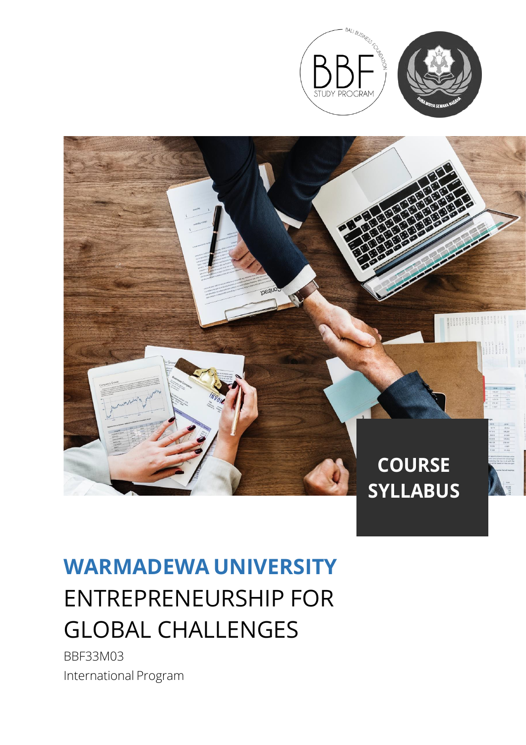COURSE SYLLABUS

# WARMADEWA UNIVERSITY

## ENTREPRENEURSHIP FOR GLOBAL CHALLENGES

BBF33M03

International Program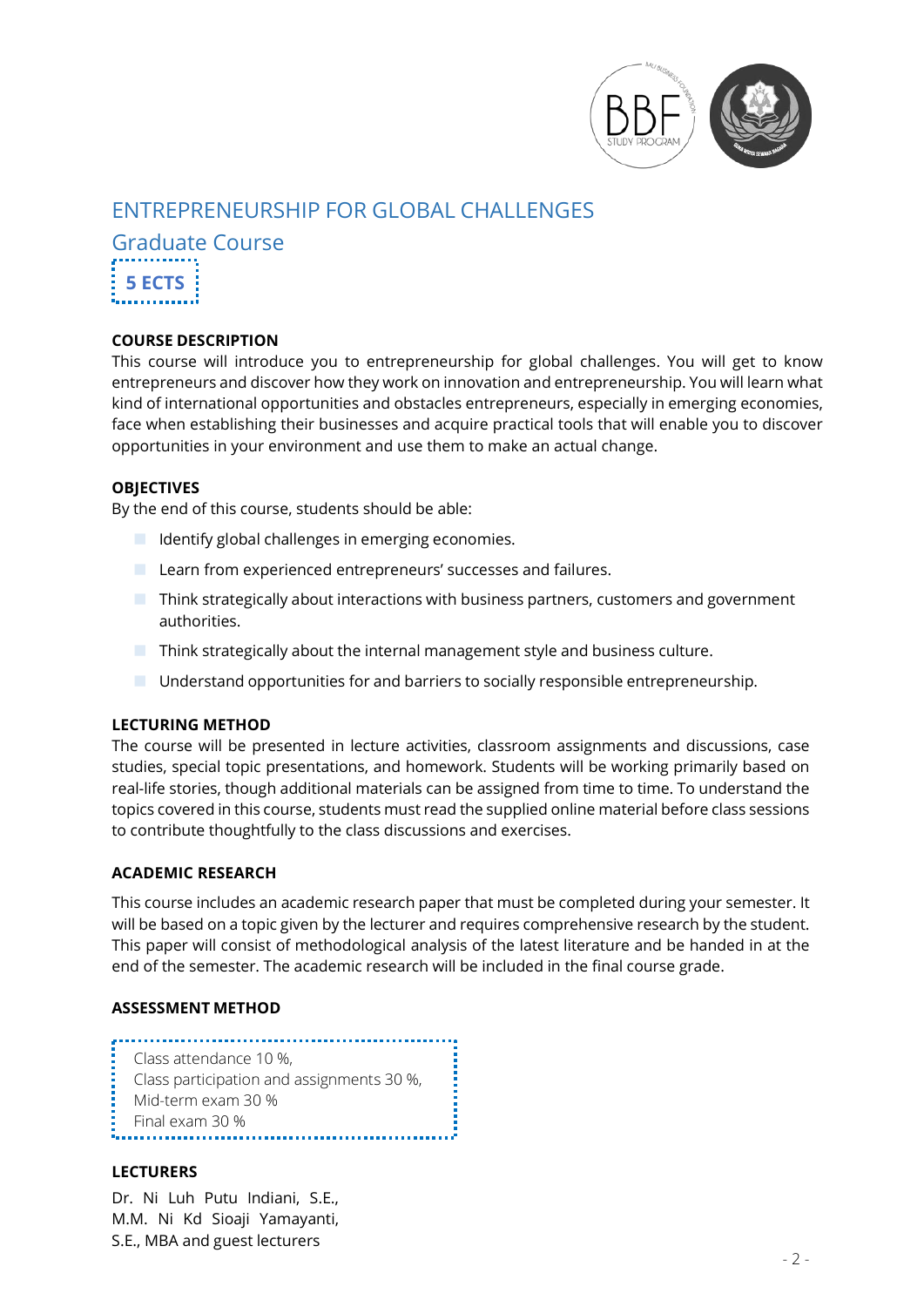# ENTREPRENEURSHIP FOR GLOBAL CHALLENGES

## Graduate Course

**5 ECTS**

**COURSE DESCRIPTION**

This course will introduce you to entrepreneurship for global challenges. You will get to know entrepreneurs and discover how they work on innovation and entrepreneurship. You will learn what kind of international opportunities and obstacles entrepreneurs, especially in emerging economies, face when establishing their businesses and acquire practical tools that will enable you to discover opportunities in your environment and use them to make an actual change.

**OBJECTIVES**

By the end of this course, students should be able:

- Identify global challenges in emerging economies.
- Learn from experienced entrepreneurs' successes and failures.
- Think strategically about interactions with business partners, customers and government authorities.
- Think strategically about the internal management style and business culture.
- Understand opportunities for and barriers to socially responsible entrepreneurship.

**LECTURING METHOD**

The course will be presented in lecture activities, classroom assignments and discussions, case studies, special topic presentations, and homework. Students will be working primarily based on real-life stories, though additional materials can be assigned from time to time. To understand the topics covered in this course, students must read the supplied online material before class sessions to contribute thoughtfully to the class discussions and exercises.

**ACADEMIC RESEARCH**

This course includes an academic research paper that must be completed during your semester. It will be based on a topic given by the lecturer and requires comprehensive research by the student. This paper will consist of methodological analysis of the latest literature and be handed in at the end of the semester. The academic research will be included in the final course grade.

**ASSESSMENT METHOD**

Class attendance 10 %,
Class participation and assignments 30 %,
Mid-term exam 30 %
Final exam 30 %

**LECTURERS**

Dr. Ni Luh Putu Indiani, S.E., M.M. Ni Kd Sioaji Yamayanti, S.E., MBA and guest lecturers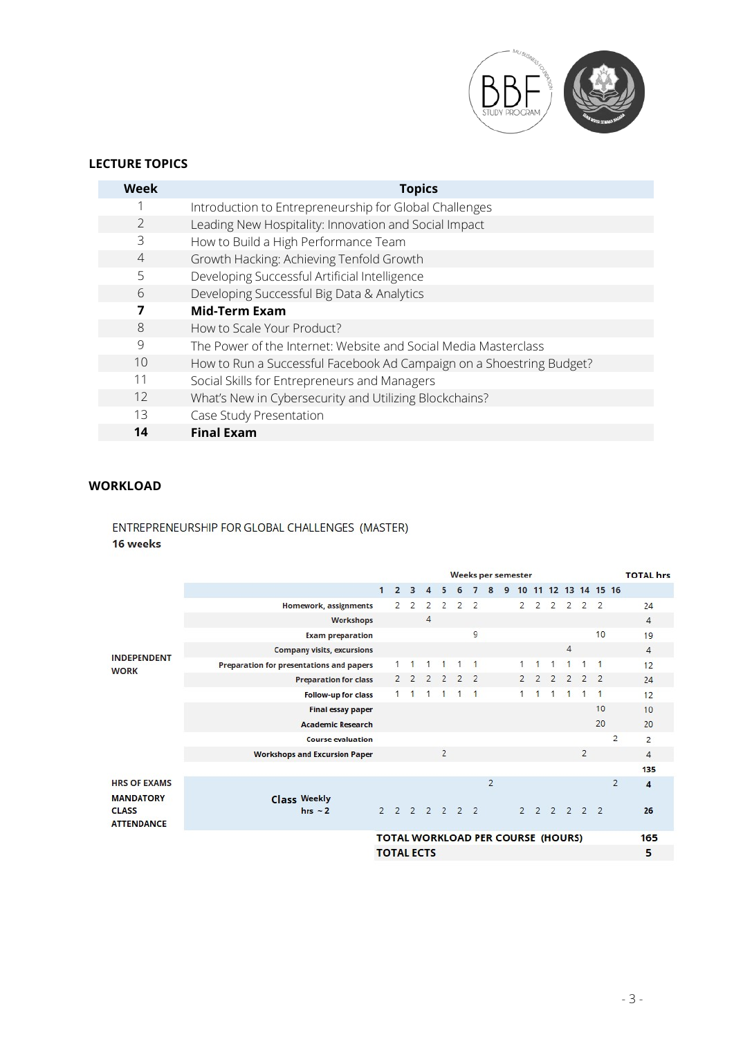### LECTURE TOPICS

| Week | Topics |
|---|---|
| 1 | Introduction to Entrepreneurship for Global Challenges |
| 2 | Leading New Hospitality: Innovation and Social Impact |
| 3 | How to Build a High Performance Team |
| 4 | Growth Hacking: Achieving Tenfold Growth |
| 5 | Developing Successful Artificial Intelligence |
| 6 | Developing Successful Big Data & Analytics |
| **7** | **Mid-Term Exam** |
| 8 | How to Scale Your Product? |
| 9 | The Power of the Internet: Website and Social Media Masterclass |
| 10 | How to Run a Successful Facebook Ad Campaign on a Shoestring Budget? |
| 11 | Social Skills for Entrepreneurs and Managers |
| 12 | What's New in Cybersecurity and Utilizing Blockchains? |
| 13 | Case Study Presentation |
| **14** | **Final Exam** |

### WORKLOAD

ENTREPRENEURSHIP FOR GLOBAL CHALLENGES (MASTER)

**16 weeks**

| | | Weeks per semester | | | | | | | | | | | | | | | | TOTAL hrs |
|---|---|---|---|---|---|---|---|---|---|---|---|---|---|---|---|---|---|---|
| | | 1 | 2 | 3 | 4 | 5 | 6 | 7 | 8 | 9 | 10 | 11 | 12 | 13 | 14 | 15 | 16 | |
| **INDEPENDENT WORK** | Homework, assignments | | 2 | 2 | 2 | 2 | 2 | 2 | | | 2 | 2 | 2 | 2 | 2 | 2 | | 24 |
| | Workshops | | | | 4 | | | | | | | | | | | | | 4 |
| | Exam preparation | | | | | | | 9 | | | | | | | | 10 | | 19 |
| | Company visits, excursions | | | | | | | | | | | | | 4 | | | | 4 |
| | Preparation for presentations and papers | | 1 | 1 | 1 | 1 | 1 | 1 | | | 1 | 1 | 1 | 1 | 1 | 1 | | 12 |
| | Preparation for class | | 2 | 2 | 2 | 2 | 2 | 2 | | | 2 | 2 | 2 | 2 | 2 | 2 | | 24 |
| | Follow-up for class | | 1 | 1 | 1 | 1 | 1 | 1 | | | 1 | 1 | 1 | 1 | 1 | 1 | | 12 |
| | Final essay paper | | | | | | | | | | | | | | | 10 | | 10 |
| | Academic Research | | | | | | | | | | | | | | | 20 | | 20 |
| | Course evaluation | | | | | | | | | | | | | | | | 2 | 2 |
| | Workshops and Excursion Paper | | | | | 2 | | | | | | | | | 2 | | | 4 |
| | | | | | | | | | | | | | | | | | | **135** |
| **HRS OF EXAMS** | | | | | | | | | 2 | | | | | | | | 2 | **4** |
| **MANDATORY CLASS ATTENDANCE** | **Class** Weekly hrs ~ 2 | 2 | 2 | 2 | 2 | 2 | 2 | 2 | | | 2 | 2 | 2 | 2 | 2 | 2 | | **26** |
| | **TOTAL WORKLOAD PER COURSE (HOURS)** | | | | | | | | | | | | | | | | | **165** |
| | **TOTAL ECTS** | | | | | | | | | | | | | | | | | **5** |